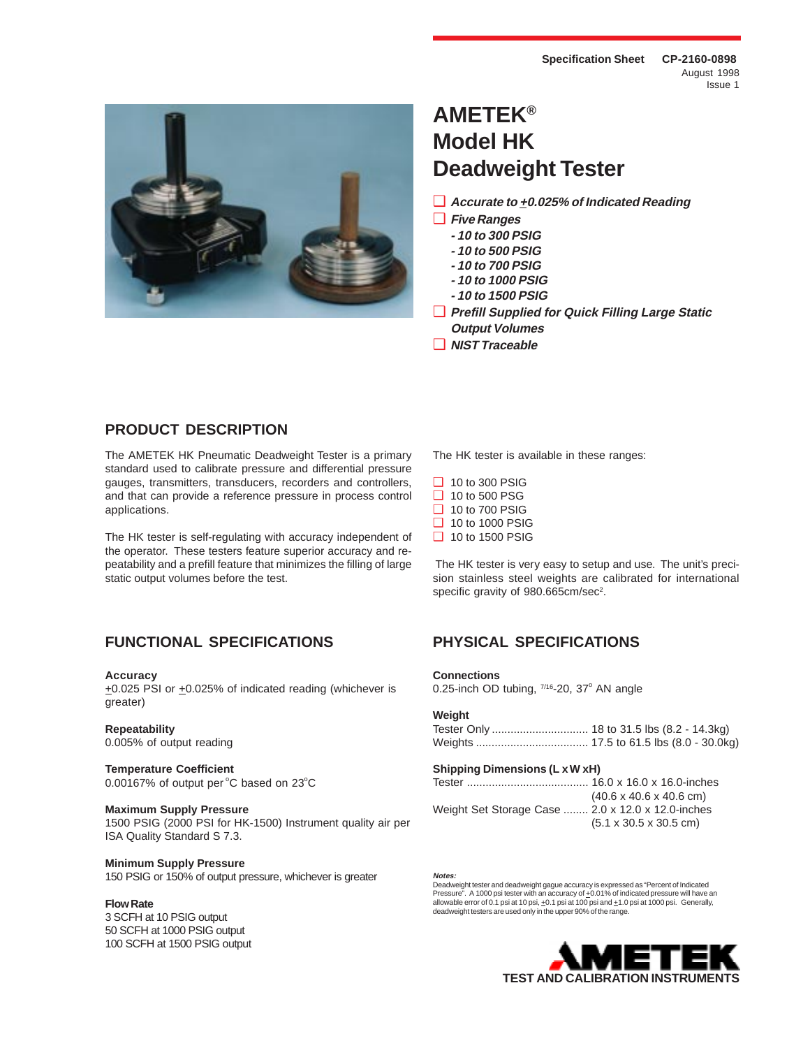**Specification Sheet CP-2160-0898**
August 1998
Issue 1

# AMETEK® Model HK Deadweight Tester

- ***Accurate to ±0.025% of Indicated Reading***
- ***Five Ranges***
  - ***- 10 to 300 PSIG***
  - ***- 10 to 500 PSIG***
  - ***- 10 to 700 PSIG***
  - ***- 10 to 1000 PSIG***
  - ***- 10 to 1500 PSIG***
- ***Prefill Supplied for Quick Filling Large Static Output Volumes***
- ***NIST Traceable***

## PRODUCT DESCRIPTION

The AMETEK HK Pneumatic Deadweight Tester is a primary standard used to calibrate pressure and differential pressure gauges, transmitters, transducers, recorders and controllers, and that can provide a reference pressure in process control applications.

The HK tester is self-regulating with accuracy independent of the operator. These testers feature superior accuracy and repeatability and a prefill feature that minimizes the filling of large static output volumes before the test.

The HK tester is available in these ranges:

- 10 to 300 PSIG
- 10 to 500 PSG
- 10 to 700 PSIG
- 10 to 1000 PSIG
- 10 to 1500 PSIG

The HK tester is very easy to setup and use. The unit's precision stainless steel weights are calibrated for international specific gravity of 980.665cm/sec$^2$.

## FUNCTIONAL SPECIFICATIONS

**Accuracy**
±0.025 PSI or ±0.025% of indicated reading (whichever is greater)

**Repeatability**
0.005% of output reading

**Temperature Coefficient**
0.00167% of output per °C based on 23°C

**Maximum Supply Pressure**
1500 PSIG (2000 PSI for HK-1500) Instrument quality air per ISA Quality Standard S 7.3.

**Minimum Supply Pressure**
150 PSIG or 150% of output pressure, whichever is greater

**Flow Rate**
3 SCFH at 10 PSIG output
50 SCFH at 1000 PSIG output
100 SCFH at 1500 PSIG output

## PHYSICAL SPECIFICATIONS

**Connections**
0.25-inch OD tubing, 7/16-20, 37° AN angle

**Weight**
Tester Only ............................... 18 to 31.5 lbs (8.2 - 14.3kg)
Weights ................................... 17.5 to 61.5 lbs (8.0 - 30.0kg)

**Shipping Dimensions (L x W x H)**
Tester ...................................... 16.0 x 16.0 x 16.0-inches (40.6 x 40.6 x 40.6 cm)
Weight Set Storage Case ........ 2.0 x 12.0 x 12.0-inches (5.1 x 30.5 x 30.5 cm)

***Notes:***
Deadweight tester and deadweight gague accuracy is expressed as "Percent of Indicated Pressure". A 1000 psi tester with an accuracy of ±0.01% of indicated pressure will have an allowable error of 0.1 psi at 10 psi, ±0.1 psi at 100 psi and ±1.0 psi at 1000 psi. Generally, deadweight testers are used only in the upper 90% of the range.

AMETEK
TEST AND CALIBRATION INSTRUMENTS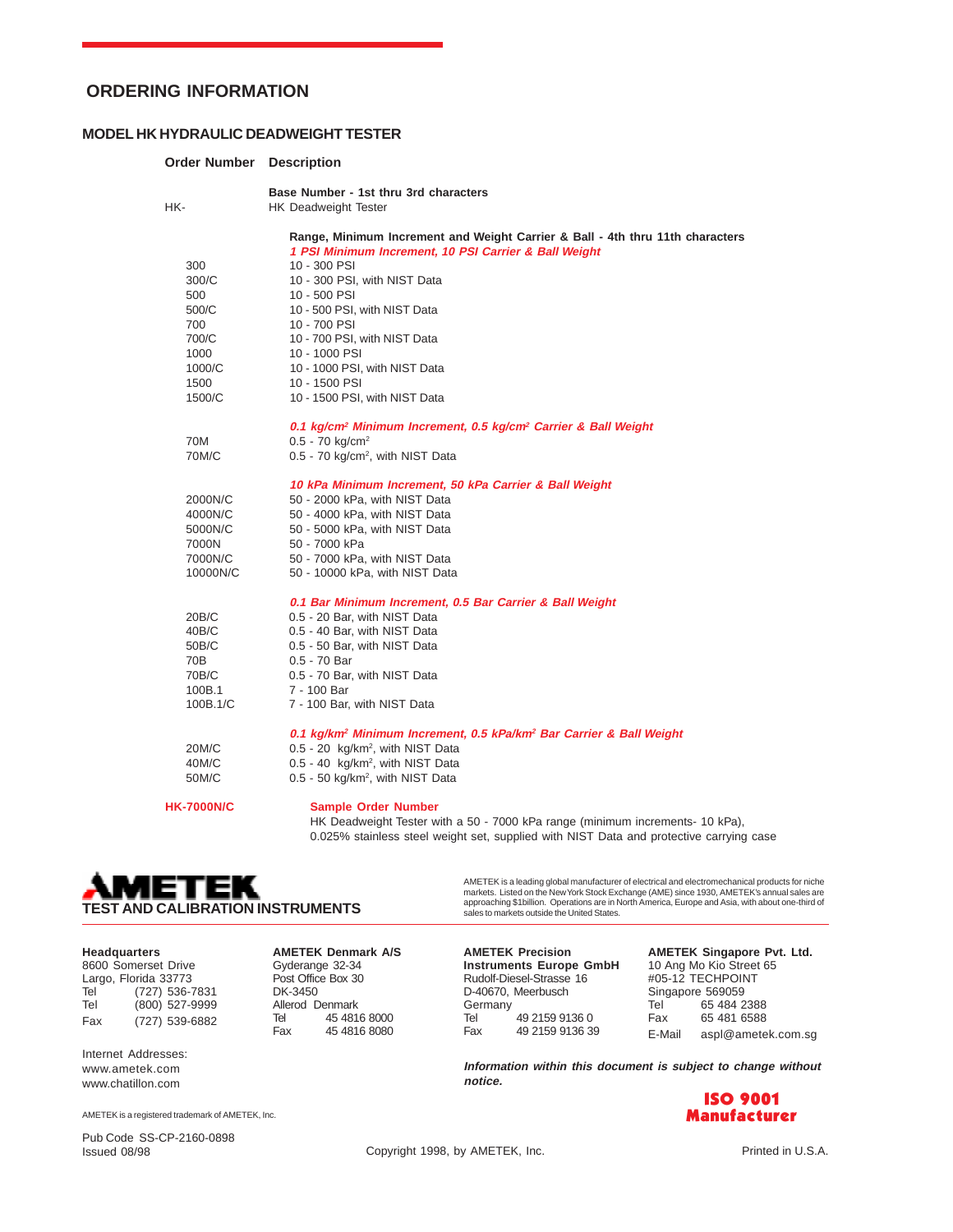## ORDERING INFORMATION

### MODEL HK HYDRAULIC DEADWEIGHT TESTER

| Order Number | Description |
|---|---|
| | **Base Number - 1st thru 3rd characters** |
| HK- | HK Deadweight Tester |
| | **Range, Minimum Increment and Weight Carrier & Ball - 4th thru 11th characters** |
| | ***1 PSI Minimum Increment, 10 PSI Carrier & Ball Weight*** |
| 300 | 10 - 300 PSI |
| 300/C | 10 - 300 PSI, with NIST Data |
| 500 | 10 - 500 PSI |
| 500/C | 10 - 500 PSI, with NIST Data |
| 700 | 10 - 700 PSI |
| 700/C | 10 - 700 PSI, with NIST Data |
| 1000 | 10 - 1000 PSI |
| 1000/C | 10 - 1000 PSI, with NIST Data |
| 1500 | 10 - 1500 PSI |
| 1500/C | 10 - 1500 PSI, with NIST Data |
| | ***0.1 kg/cm² Minimum Increment, 0.5 kg/cm² Carrier & Ball Weight*** |
| 70M | 0.5 - 70 kg/cm² |
| 70M/C | 0.5 - 70 kg/cm², with NIST Data |
| | ***10 kPa Minimum Increment, 50 kPa Carrier & Ball Weight*** |
| 2000N/C | 50 - 2000 kPa, with NIST Data |
| 4000N/C | 50 - 4000 kPa, with NIST Data |
| 5000N/C | 50 - 5000 kPa, with NIST Data |
| 7000N | 50 - 7000 kPa |
| 7000N/C | 50 - 7000 kPa, with NIST Data |
| 10000N/C | 50 - 10000 kPa, with NIST Data |
| | ***0.1 Bar Minimum Increment, 0.5 Bar Carrier & Ball Weight*** |
| 20B/C | 0.5 - 20 Bar, with NIST Data |
| 40B/C | 0.5 - 40 Bar, with NIST Data |
| 50B/C | 0.5 - 50 Bar, with NIST Data |
| 70B | 0.5 - 70 Bar |
| 70B/C | 0.5 - 70 Bar, with NIST Data |
| 100B.1 | 7 - 100 Bar |
| 100B.1/C | 7 - 100 Bar, with NIST Data |
| | ***0.1 kg/km² Minimum Increment, 0.5 kPa/km² Bar Carrier & Ball Weight*** |
| 20M/C | 0.5 - 20 kg/km², with NIST Data |
| 40M/C | 0.5 - 40 kg/km², with NIST Data |
| 50M/C | 0.5 - 50 kg/km², with NIST Data |
| **HK-7000N/C** | **Sample Order Number** HK Deadweight Tester with a 50 - 7000 kPa range (minimum increments- 10 kPa), 0.025% stainless steel weight set, supplied with NIST Data and protective carrying case |

**AMETEK**
**TEST AND CALIBRATION INSTRUMENTS**

AMETEK is a leading global manufacturer of electrical and electromechanical products for niche markets. Listed on the New York Stock Exchange (AME) since 1930, AMETEK's annual sales are approaching $1billion. Operations are in North America, Europe and Asia, with about one-third of sales to markets outside the United States.

**Headquarters**
8600 Somerset Drive
Largo, Florida 33773
Tel (727) 536-7831
Tel (800) 527-9999
Fax (727) 539-6882

**AMETEK Denmark A/S**
Gyderange 32-34
Post Office Box 30
DK-3450
Allerod Denmark
Tel 45 4816 8000
Fax 45 4816 8080

**AMETEK Precision Instruments Europe GmbH**
Rudolf-Diesel-Strasse 16
D-40670, Meerbusch
Germany
Tel 49 2159 9136 0
Fax 49 2159 9136 39

**AMETEK Singapore Pvt. Ltd.**
10 Ang Mo Kio Street 65
#05-12 TECHPOINT
Singapore 569059
Tel 65 484 2388
Fax 65 481 6588
E-Mail aspl@ametek.com.sg

Internet Addresses:
www.ametek.com
www.chatillon.com

***Information within this document is subject to change without notice.***

AMETEK is a registered trademark of AMETEK, Inc.

**ISO 9001 Manufacturer**

Pub Code SS-CP-2160-0898
Issued 08/98

Copyright 1998, by AMETEK, Inc.

Printed in U.S.A.